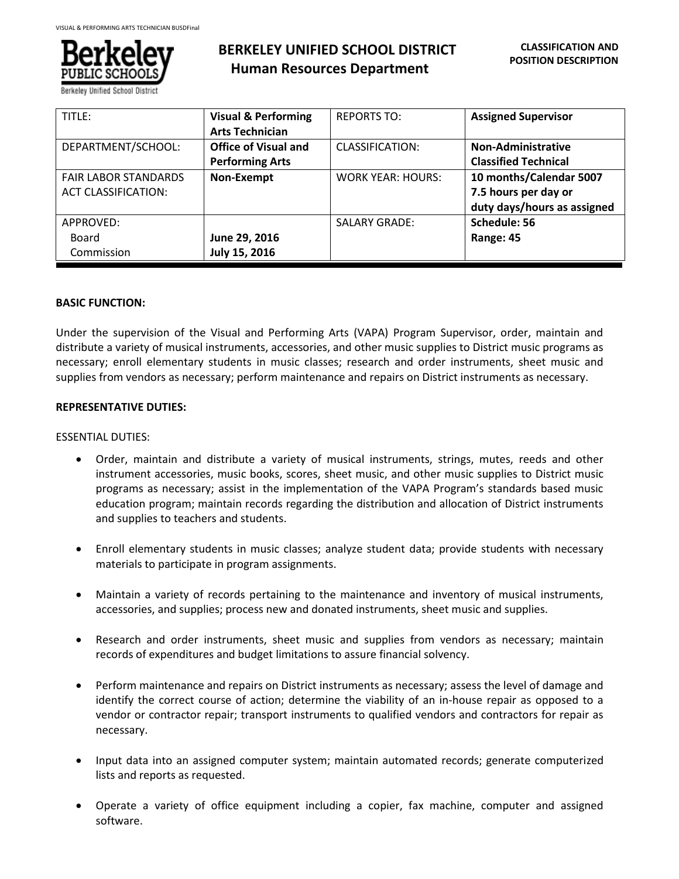# BERKELEY UNIFIED SCHOOL DISTRICT
## Human Resources Department

**CLASSIFICATION AND POSITION DESCRIPTION**

| TITLE: | **Visual & Performing Arts Technician** | REPORTS TO: | **Assigned Supervisor** |
|---|---|---|---|
| DEPARTMENT/SCHOOL: | **Office of Visual and Performing Arts** | CLASSIFICATION: | **Non-Administrative Classified Technical** |
| FAIR LABOR STANDARDS ACT CLASSIFICATION: | **Non-Exempt** | WORK YEAR: HOURS: | **10 months/Calendar 5007 7.5 hours per day or duty days/hours as assigned** |
| APPROVED: Board Commission | **June 29, 2016 July 15, 2016** | SALARY GRADE: | **Schedule: 56 Range: 45** |

**BASIC FUNCTION:**

Under the supervision of the Visual and Performing Arts (VAPA) Program Supervisor, order, maintain and distribute a variety of musical instruments, accessories, and other music supplies to District music programs as necessary; enroll elementary students in music classes; research and order instruments, sheet music and supplies from vendors as necessary; perform maintenance and repairs on District instruments as necessary.

**REPRESENTATIVE DUTIES:**

ESSENTIAL DUTIES:

- Order, maintain and distribute a variety of musical instruments, strings, mutes, reeds and other instrument accessories, music books, scores, sheet music, and other music supplies to District music programs as necessary; assist in the implementation of the VAPA Program's standards based music education program; maintain records regarding the distribution and allocation of District instruments and supplies to teachers and students.

- Enroll elementary students in music classes; analyze student data; provide students with necessary materials to participate in program assignments.

- Maintain a variety of records pertaining to the maintenance and inventory of musical instruments, accessories, and supplies; process new and donated instruments, sheet music and supplies.

- Research and order instruments, sheet music and supplies from vendors as necessary; maintain records of expenditures and budget limitations to assure financial solvency.

- Perform maintenance and repairs on District instruments as necessary; assess the level of damage and identify the correct course of action; determine the viability of an in-house repair as opposed to a vendor or contractor repair; transport instruments to qualified vendors and contractors for repair as necessary.

- Input data into an assigned computer system; maintain automated records; generate computerized lists and reports as requested.

- Operate a variety of office equipment including a copier, fax machine, computer and assigned software.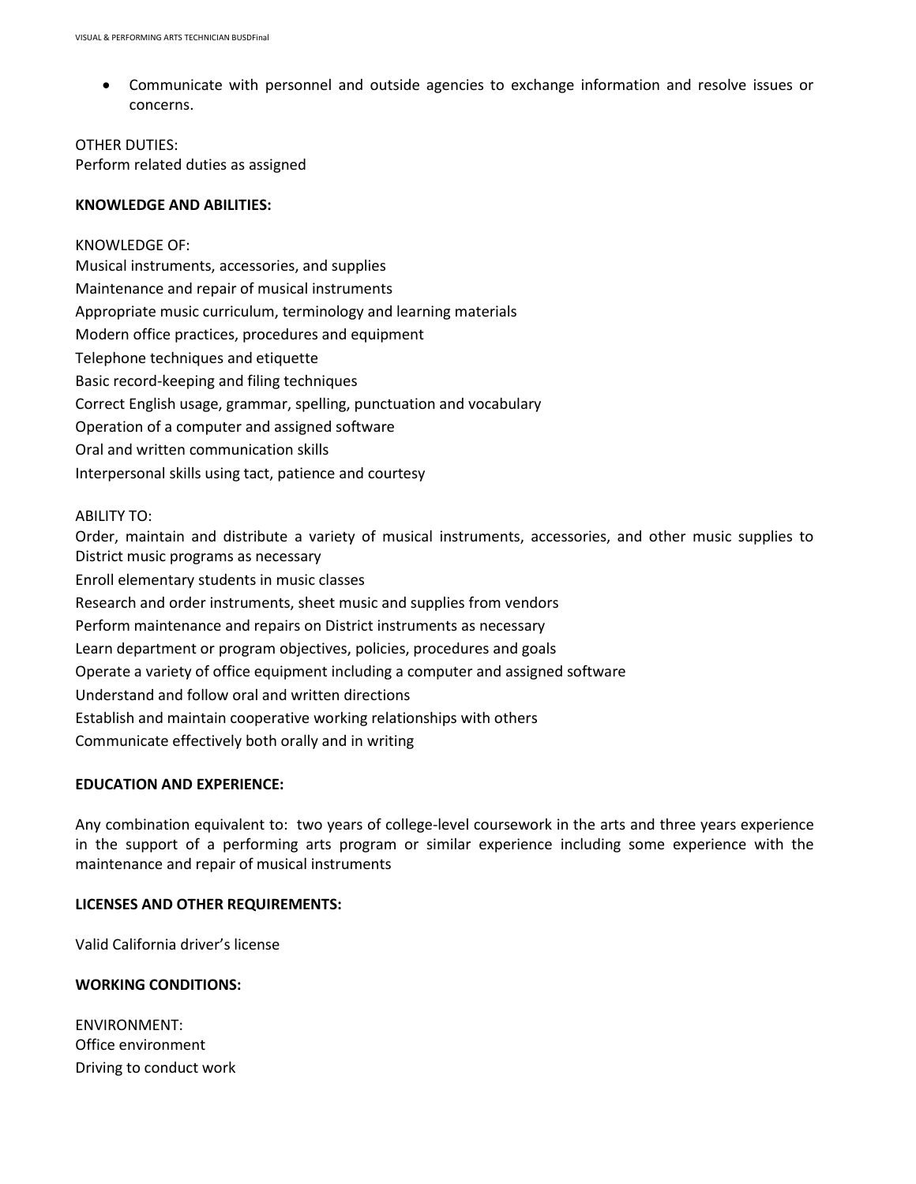- Communicate with personnel and outside agencies to exchange information and resolve issues or concerns.

OTHER DUTIES:
Perform related duties as assigned

**KNOWLEDGE AND ABILITIES:**

KNOWLEDGE OF:
Musical instruments, accessories, and supplies
Maintenance and repair of musical instruments
Appropriate music curriculum, terminology and learning materials
Modern office practices, procedures and equipment
Telephone techniques and etiquette
Basic record-keeping and filing techniques
Correct English usage, grammar, spelling, punctuation and vocabulary
Operation of a computer and assigned software
Oral and written communication skills
Interpersonal skills using tact, patience and courtesy

ABILITY TO:
Order, maintain and distribute a variety of musical instruments, accessories, and other music supplies to District music programs as necessary
Enroll elementary students in music classes
Research and order instruments, sheet music and supplies from vendors
Perform maintenance and repairs on District instruments as necessary
Learn department or program objectives, policies, procedures and goals
Operate a variety of office equipment including a computer and assigned software
Understand and follow oral and written directions
Establish and maintain cooperative working relationships with others
Communicate effectively both orally and in writing

**EDUCATION AND EXPERIENCE:**

Any combination equivalent to: two years of college-level coursework in the arts and three years experience in the support of a performing arts program or similar experience including some experience with the maintenance and repair of musical instruments

**LICENSES AND OTHER REQUIREMENTS:**

Valid California driver's license

**WORKING CONDITIONS:**

ENVIRONMENT:
Office environment
Driving to conduct work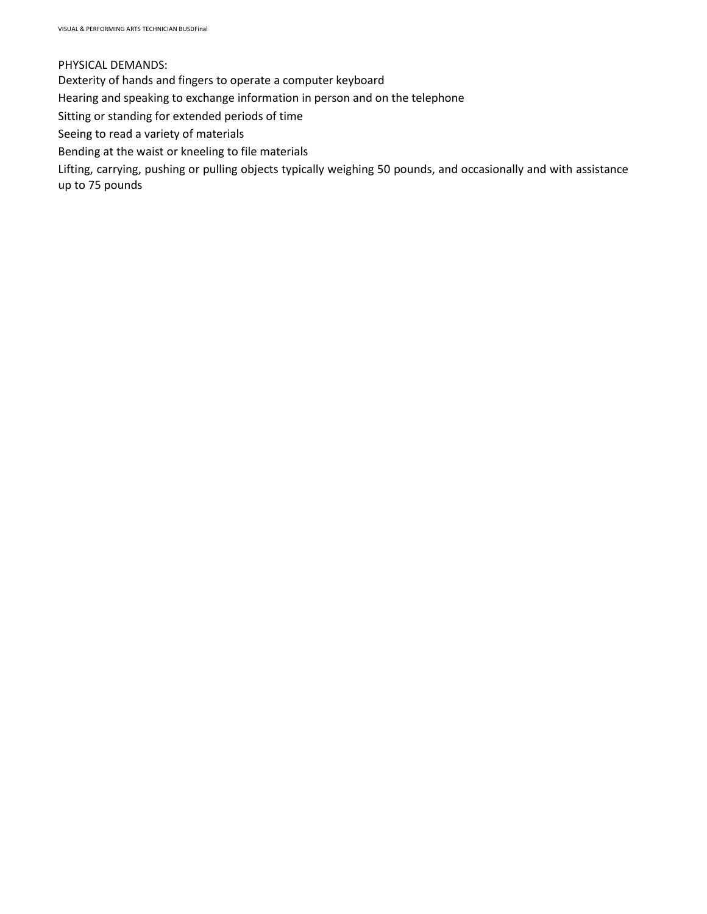PHYSICAL DEMANDS:

Dexterity of hands and fingers to operate a computer keyboard

Hearing and speaking to exchange information in person and on the telephone

Sitting or standing for extended periods of time

Seeing to read a variety of materials

Bending at the waist or kneeling to file materials

Lifting, carrying, pushing or pulling objects typically weighing 50 pounds, and occasionally and with assistance up to 75 pounds